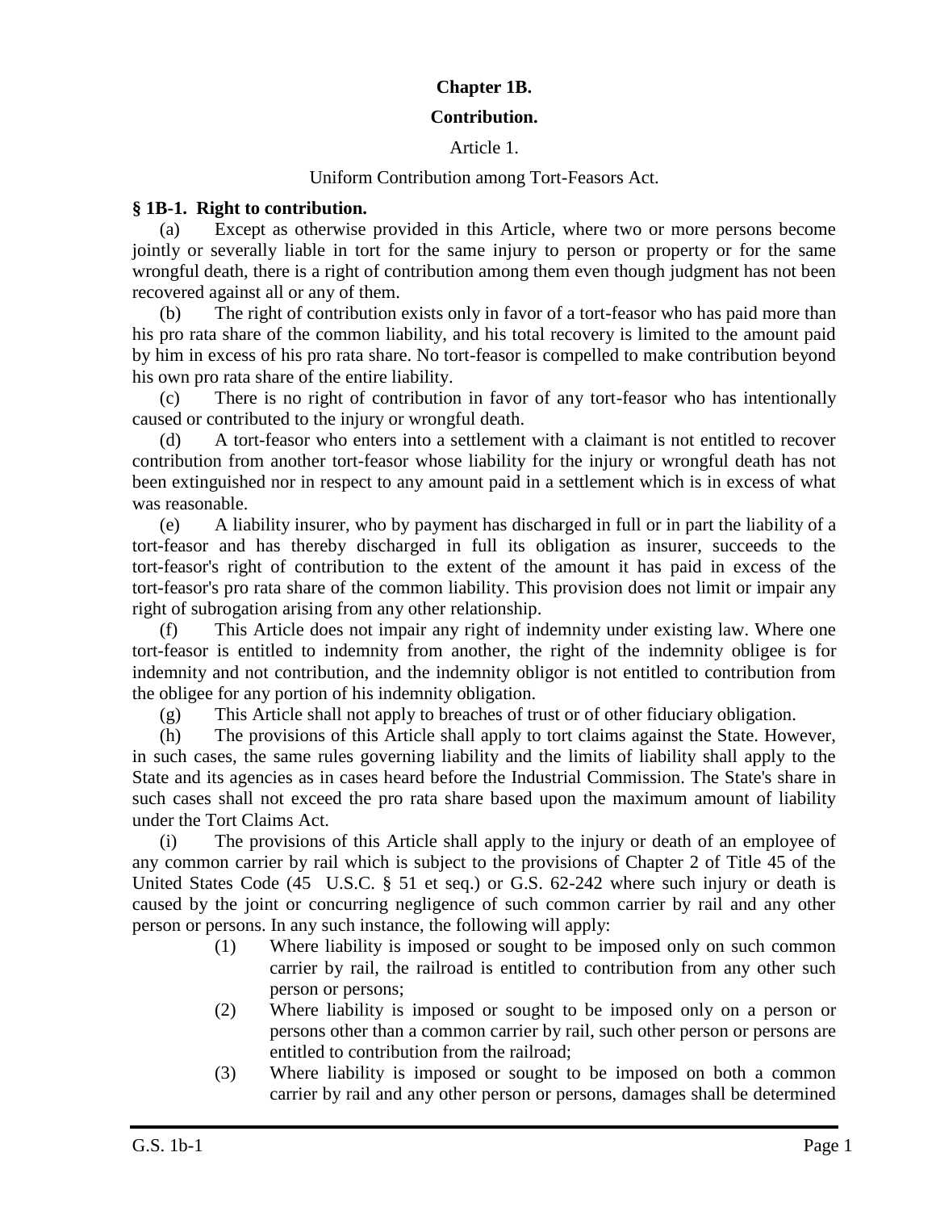# Chapter 1B.

# Contribution.

## Article 1.

## Uniform Contribution among Tort-Feasors Act.

**§ 1B-1. Right to contribution.**

(a) Except as otherwise provided in this Article, where two or more persons become jointly or severally liable in tort for the same injury to person or property or for the same wrongful death, there is a right of contribution among them even though judgment has not been recovered against all or any of them.

(b) The right of contribution exists only in favor of a tort-feasor who has paid more than his pro rata share of the common liability, and his total recovery is limited to the amount paid by him in excess of his pro rata share. No tort-feasor is compelled to make contribution beyond his own pro rata share of the entire liability.

(c) There is no right of contribution in favor of any tort-feasor who has intentionally caused or contributed to the injury or wrongful death.

(d) A tort-feasor who enters into a settlement with a claimant is not entitled to recover contribution from another tort-feasor whose liability for the injury or wrongful death has not been extinguished nor in respect to any amount paid in a settlement which is in excess of what was reasonable.

(e) A liability insurer, who by payment has discharged in full or in part the liability of a tort-feasor and has thereby discharged in full its obligation as insurer, succeeds to the tort-feasor's right of contribution to the extent of the amount it has paid in excess of the tort-feasor's pro rata share of the common liability. This provision does not limit or impair any right of subrogation arising from any other relationship.

(f) This Article does not impair any right of indemnity under existing law. Where one tort-feasor is entitled to indemnity from another, the right of the indemnity obligee is for indemnity and not contribution, and the indemnity obligor is not entitled to contribution from the obligee for any portion of his indemnity obligation.

(g) This Article shall not apply to breaches of trust or of other fiduciary obligation.

(h) The provisions of this Article shall apply to tort claims against the State. However, in such cases, the same rules governing liability and the limits of liability shall apply to the State and its agencies as in cases heard before the Industrial Commission. The State's share in such cases shall not exceed the pro rata share based upon the maximum amount of liability under the Tort Claims Act.

(i) The provisions of this Article shall apply to the injury or death of an employee of any common carrier by rail which is subject to the provisions of Chapter 2 of Title 45 of the United States Code (45 U.S.C. § 51 et seq.) or G.S. 62-242 where such injury or death is caused by the joint or concurring negligence of such common carrier by rail and any other person or persons. In any such instance, the following will apply:

(1) Where liability is imposed or sought to be imposed only on such common carrier by rail, the railroad is entitled to contribution from any other such person or persons;

(2) Where liability is imposed or sought to be imposed only on a person or persons other than a common carrier by rail, such other person or persons are entitled to contribution from the railroad;

(3) Where liability is imposed or sought to be imposed on both a common carrier by rail and any other person or persons, damages shall be determined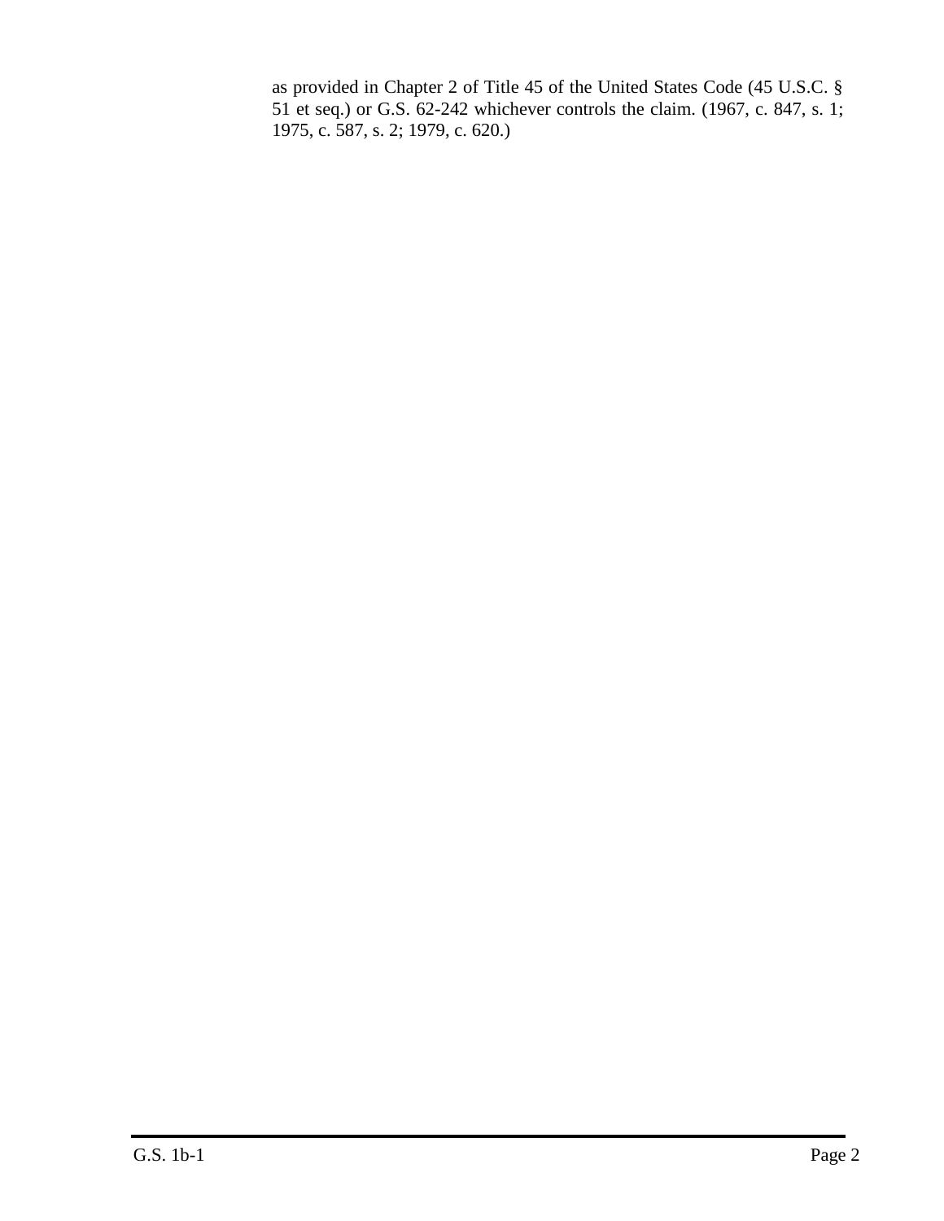as provided in Chapter 2 of Title 45 of the United States Code (45 U.S.C. § 51 et seq.) or G.S. 62-242 whichever controls the claim. (1967, c. 847, s. 1; 1975, c. 587, s. 2; 1979, c. 620.)